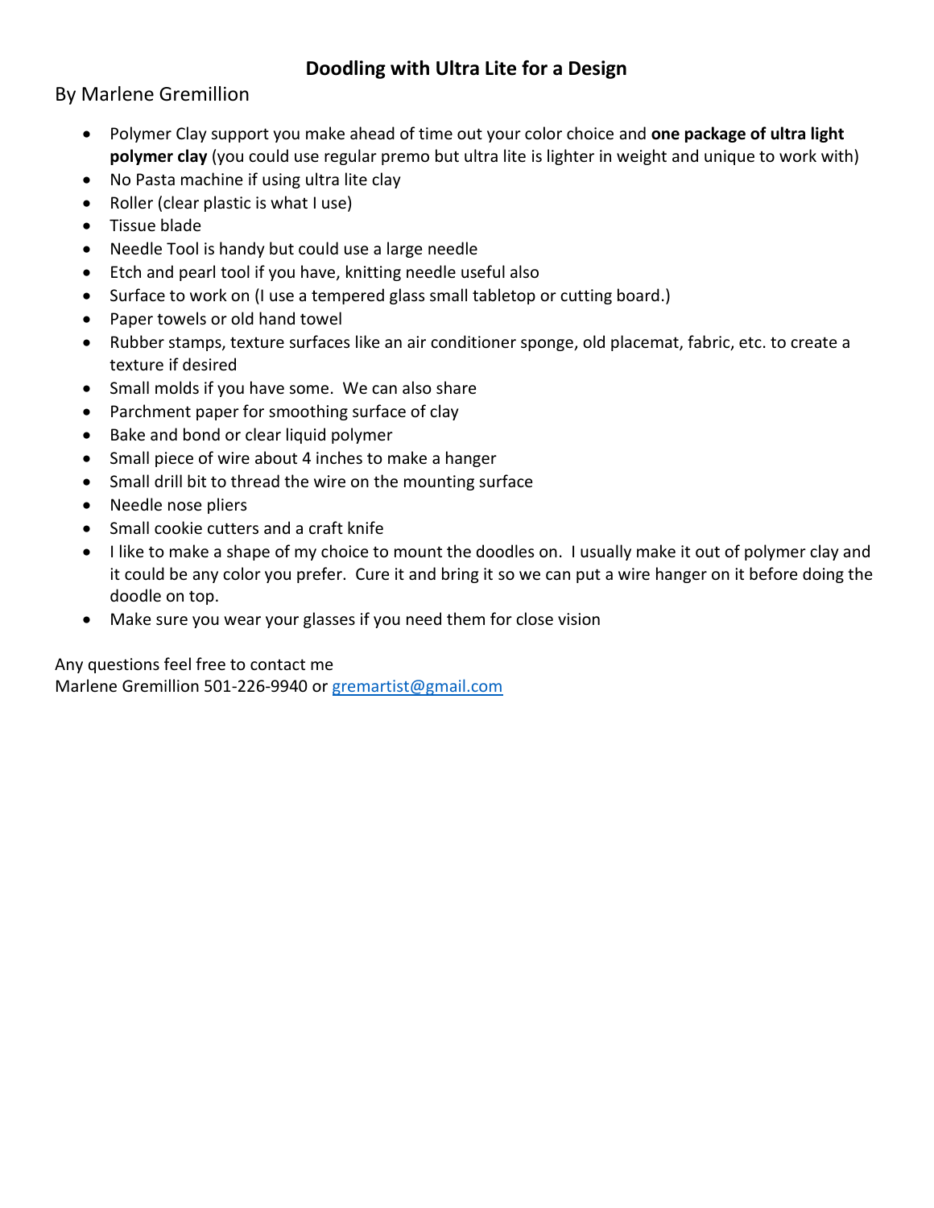# Doodling with Ultra Lite for a Design

By Marlene Gremillion

- Polymer Clay support you make ahead of time out your color choice and **one package of ultra light polymer clay** (you could use regular premo but ultra lite is lighter in weight and unique to work with)
- No Pasta machine if using ultra lite clay
- Roller (clear plastic is what I use)
- Tissue blade
- Needle Tool is handy but could use a large needle
- Etch and pearl tool if you have, knitting needle useful also
- Surface to work on (I use a tempered glass small tabletop or cutting board.)
- Paper towels or old hand towel
- Rubber stamps, texture surfaces like an air conditioner sponge, old placemat, fabric, etc. to create a texture if desired
- Small molds if you have some. We can also share
- Parchment paper for smoothing surface of clay
- Bake and bond or clear liquid polymer
- Small piece of wire about 4 inches to make a hanger
- Small drill bit to thread the wire on the mounting surface
- Needle nose pliers
- Small cookie cutters and a craft knife
- I like to make a shape of my choice to mount the doodles on. I usually make it out of polymer clay and it could be any color you prefer. Cure it and bring it so we can put a wire hanger on it before doing the doodle on top.
- Make sure you wear your glasses if you need them for close vision

Any questions feel free to contact me
Marlene Gremillion 501-226-9940 or gremartist@gmail.com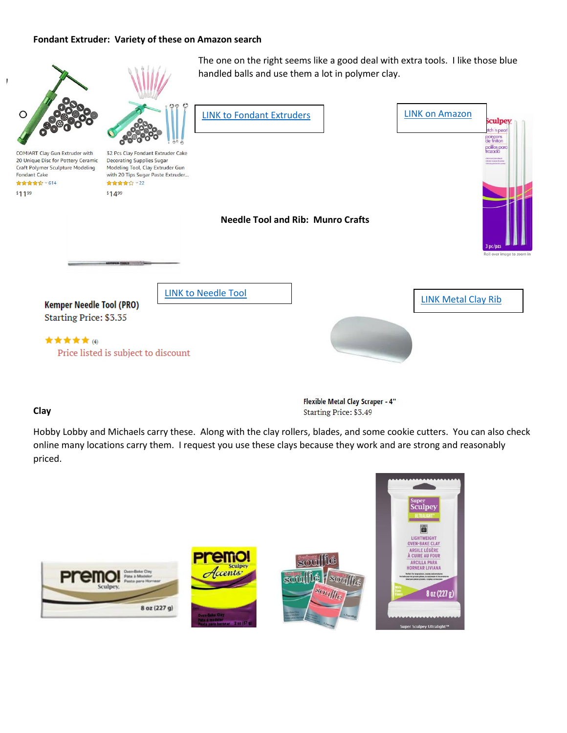**Fondant Extruder: Variety of these on Amazon search**

The one on the right seems like a good deal with extra tools. I like those blue handled balls and use them a lot in polymer clay.

COMIART Clay Gun Extruder with 20 Unique Disc for Pottery Ceramic Craft Polymer Sculpture Modeling Fondant Cake
614
$11.99

32 Pcs Clay Fondant Extruder Cake Decorating Supplies Sugar Modeling Tool, Clay Extruder Gun with 20 Tips Sugar Paste Extruder...
22
$14.99

LINK to Fondant Extruders

LINK on Amazon

**Needle Tool and Rib: Munro Crafts**

Kemper Needle Tool (PRO)
Starting Price: $3.35
(4)
Price listed is subject to discount

LINK to Needle Tool

LINK Metal Clay Rib

Flexible Metal Clay Scraper - 4"
Starting Price: $3.49

**Clay**

Hobby Lobby and Michaels carry these. Along with the clay rollers, blades, and some cookie cutters. You can also check online many locations carry them. I request you use these clays because they work and are strong and reasonably priced.